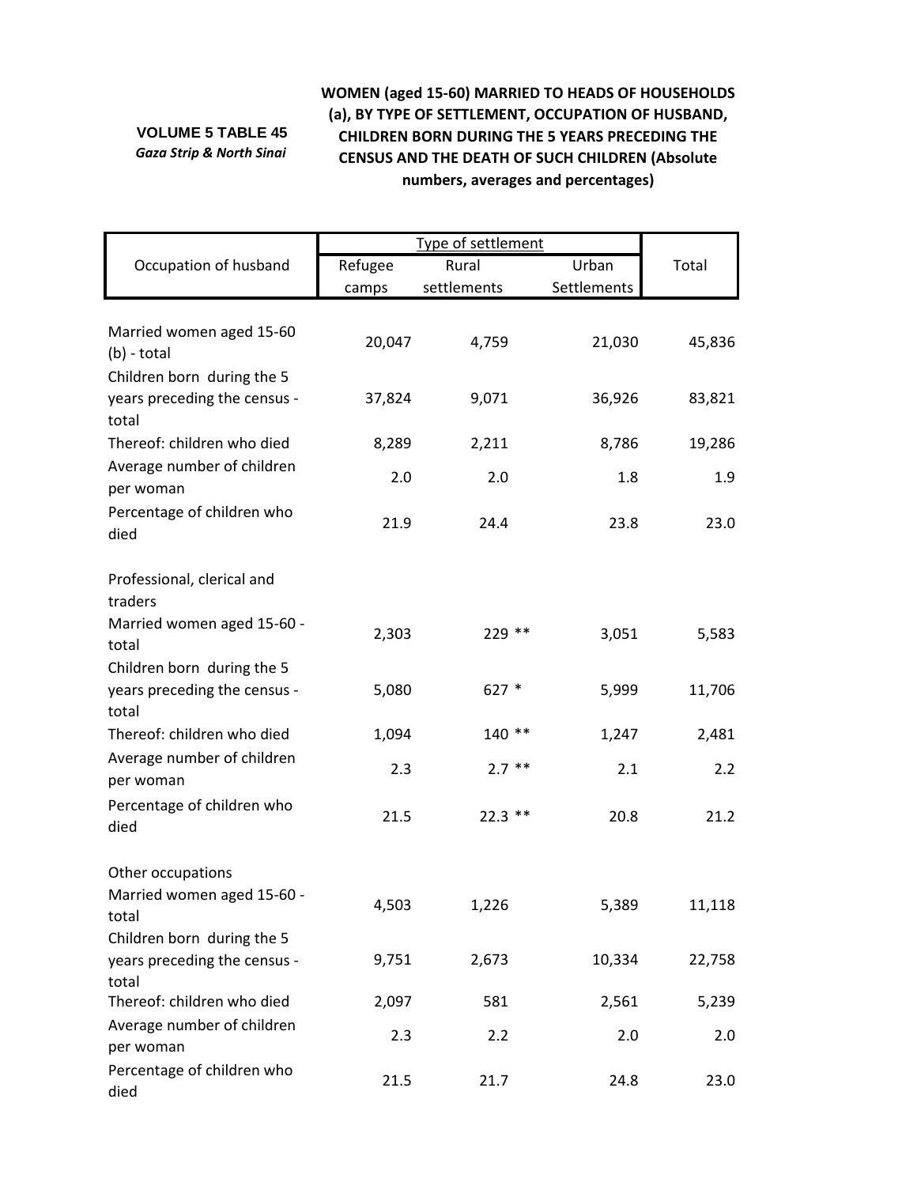**VOLUME 5 TABLE 45**

*Gaza Strip & North Sinai*

**WOMEN (aged 15-60) MARRIED TO HEADS OF HOUSEHOLDS (a), BY TYPE OF SETTLEMENT, OCCUPATION OF HUSBAND, CHILDREN BORN DURING THE 5 YEARS PRECEDING THE CENSUS AND THE DEATH OF SUCH CHILDREN (Absolute numbers, averages and percentages)**

| Occupation of husband | Type of settlement | | | Total |
|---|---|---|---|---|
| | Refugee camps | Rural settlements | Urban Settlements | |
| Married women aged 15-60 (b) - total | 20,047 | 4,759 | 21,030 | 45,836 |
| Children born during the 5 years preceding the census - total | 37,824 | 9,071 | 36,926 | 83,821 |
| Thereof: children who died | 8,289 | 2,211 | 8,786 | 19,286 |
| Average number of children per woman | 2.0 | 2.0 | 1.8 | 1.9 |
| Percentage of children who died | 21.9 | 24.4 | 23.8 | 23.0 |
| Professional, clerical and traders | | | | |
| Married women aged 15-60 - total | 2,303 | 229 ** | 3,051 | 5,583 |
| Children born during the 5 years preceding the census - total | 5,080 | 627 * | 5,999 | 11,706 |
| Thereof: children who died | 1,094 | 140 ** | 1,247 | 2,481 |
| Average number of children per woman | 2.3 | 2.7 ** | 2.1 | 2.2 |
| Percentage of children who died | 21.5 | 22.3 ** | 20.8 | 21.2 |
| Other occupations | | | | |
| Married women aged 15-60 - total | 4,503 | 1,226 | 5,389 | 11,118 |
| Children born during the 5 years preceding the census - total | 9,751 | 2,673 | 10,334 | 22,758 |
| Thereof: children who died | 2,097 | 581 | 2,561 | 5,239 |
| Average number of children per woman | 2.3 | 2.2 | 2.0 | 2.0 |
| Percentage of children who died | 21.5 | 21.7 | 24.8 | 23.0 |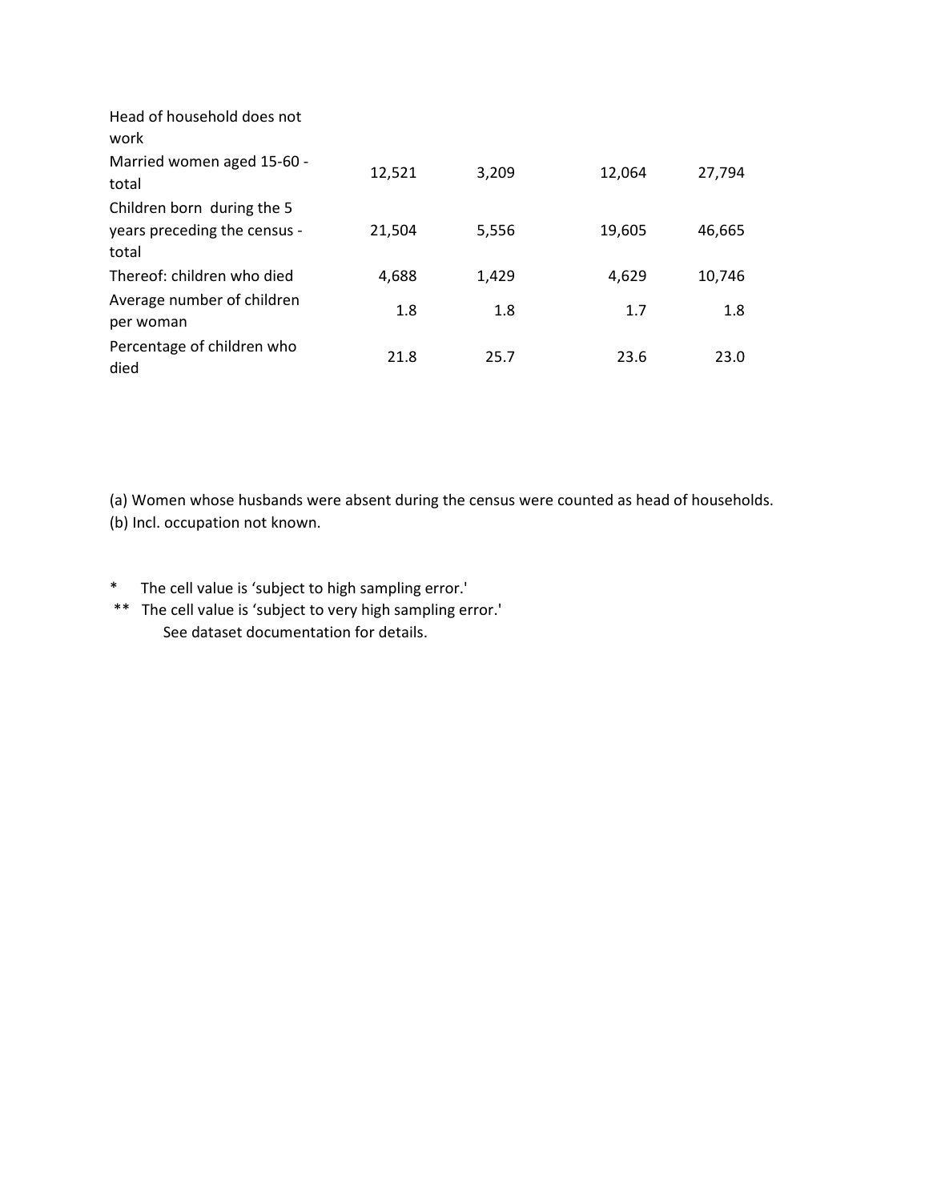| | | | | |
|---|---|---|---|---|
| Head of household does not work | | | | |
| Married women aged 15-60 - total | 12,521 | 3,209 | 12,064 | 27,794 |
| Children born during the 5 years preceding the census - total | 21,504 | 5,556 | 19,605 | 46,665 |
| Thereof: children who died | 4,688 | 1,429 | 4,629 | 10,746 |
| Average number of children per woman | 1.8 | 1.8 | 1.7 | 1.8 |
| Percentage of children who died | 21.8 | 25.7 | 23.6 | 23.0 |

(a) Women whose husbands were absent during the census were counted as head of households.
(b) Incl. occupation not known.

* The cell value is 'subject to high sampling error.'
** The cell value is 'subject to very high sampling error.'
See dataset documentation for details.